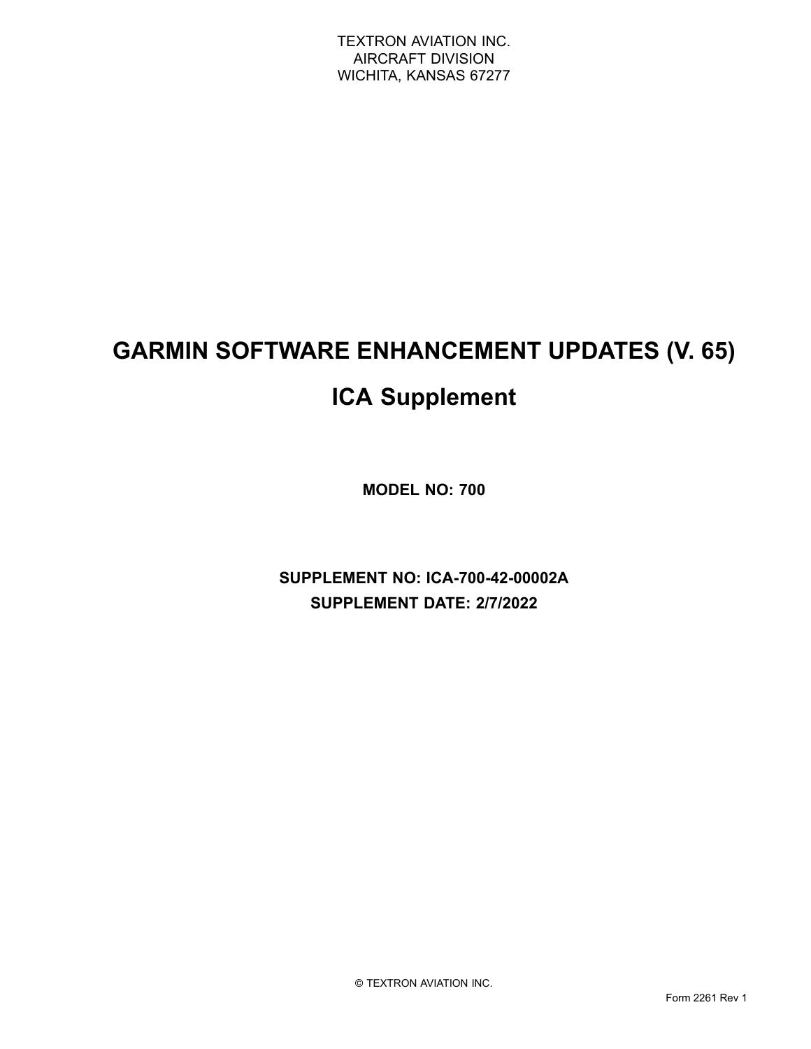TEXTRON AVIATION INC.
AIRCRAFT DIVISION
WICHITA, KANSAS 67277

# GARMIN SOFTWARE ENHANCEMENT UPDATES (V. 65)

# ICA Supplement

**MODEL NO: 700**

**SUPPLEMENT NO: ICA-700-42-00002A**

**SUPPLEMENT DATE: 2/7/2022**

© TEXTRON AVIATION INC.

Form 2261 Rev 1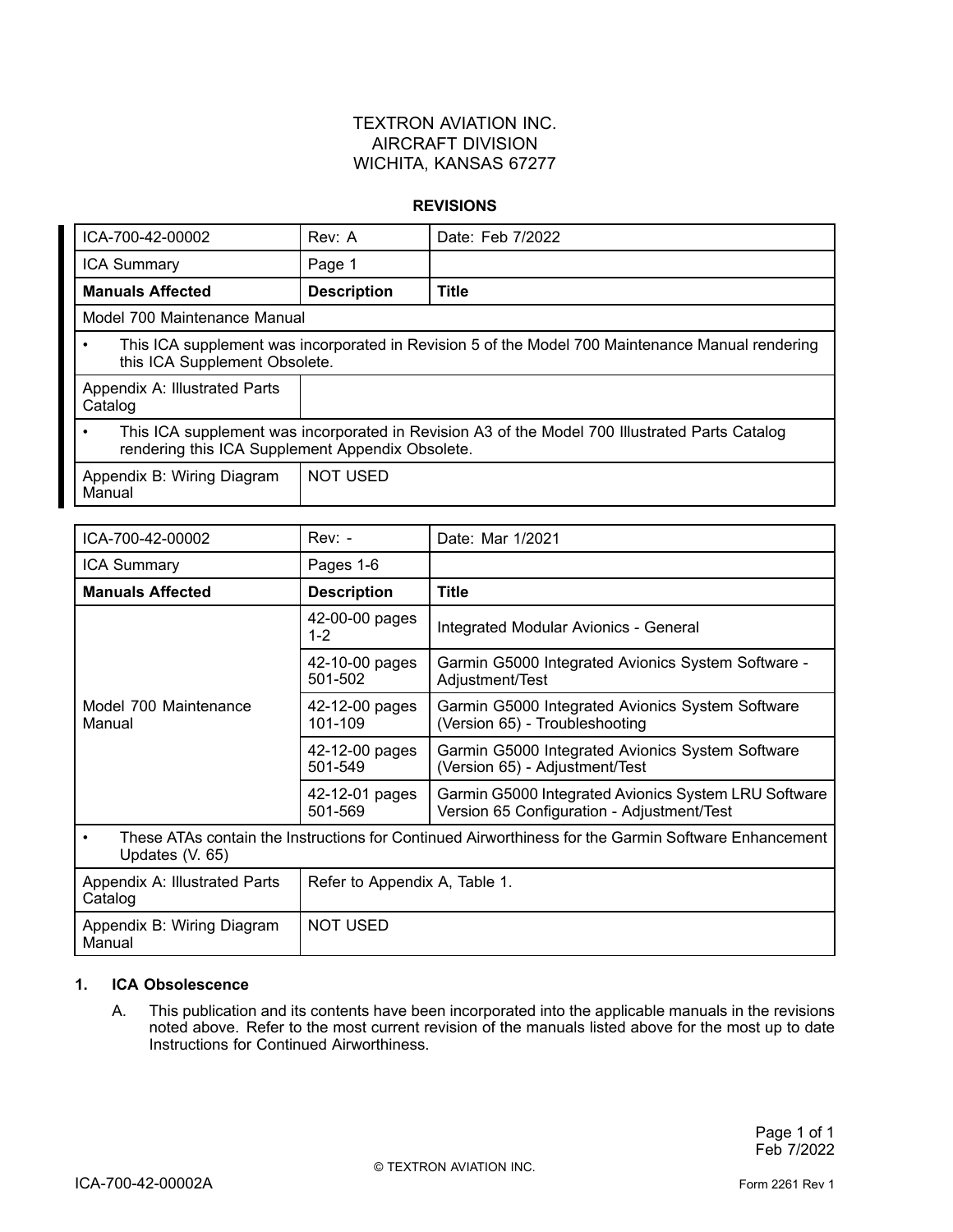TEXTRON AVIATION INC.
AIRCRAFT DIVISION
WICHITA, KANSAS 67277

**REVISIONS**

| ICA-700-42-00002 | Rev: A | Date: Feb 7/2022 |
|---|---|---|
| ICA Summary | Page 1 | |
| **Manuals Affected** | **Description** | **Title** |
| Model 700 Maintenance Manual | | |
| • This ICA supplement was incorporated in Revision 5 of the Model 700 Maintenance Manual rendering this ICA Supplement Obsolete. | | |
| Appendix A: Illustrated Parts Catalog | | |
| • This ICA supplement was incorporated in Revision A3 of the Model 700 Illustrated Parts Catalog rendering this ICA Supplement Appendix Obsolete. | | |
| Appendix B: Wiring Diagram Manual | NOT USED | |

| ICA-700-42-00002 | Rev: - | Date: Mar 1/2021 |
|---|---|---|
| ICA Summary | Pages 1-6 | |
| **Manuals Affected** | **Description** | **Title** |
| Model 700 Maintenance Manual | 42-00-00 pages 1-2 | Integrated Modular Avionics - General |
| | 42-10-00 pages 501-502 | Garmin G5000 Integrated Avionics System Software - Adjustment/Test |
| | 42-12-00 pages 101-109 | Garmin G5000 Integrated Avionics System Software (Version 65) - Troubleshooting |
| | 42-12-00 pages 501-549 | Garmin G5000 Integrated Avionics System Software (Version 65) - Adjustment/Test |
| | 42-12-01 pages 501-569 | Garmin G5000 Integrated Avionics System LRU Software Version 65 Configuration - Adjustment/Test |
| • These ATAs contain the Instructions for Continued Airworthiness for the Garmin Software Enhancement Updates (V. 65) | | |
| Appendix A: Illustrated Parts Catalog | Refer to Appendix A, Table 1. | |
| Appendix B: Wiring Diagram Manual | NOT USED | |

**1. ICA Obsolescence**

A. This publication and its contents have been incorporated into the applicable manuals in the revisions noted above. Refer to the most current revision of the manuals listed above for the most up to date Instructions for Continued Airworthiness.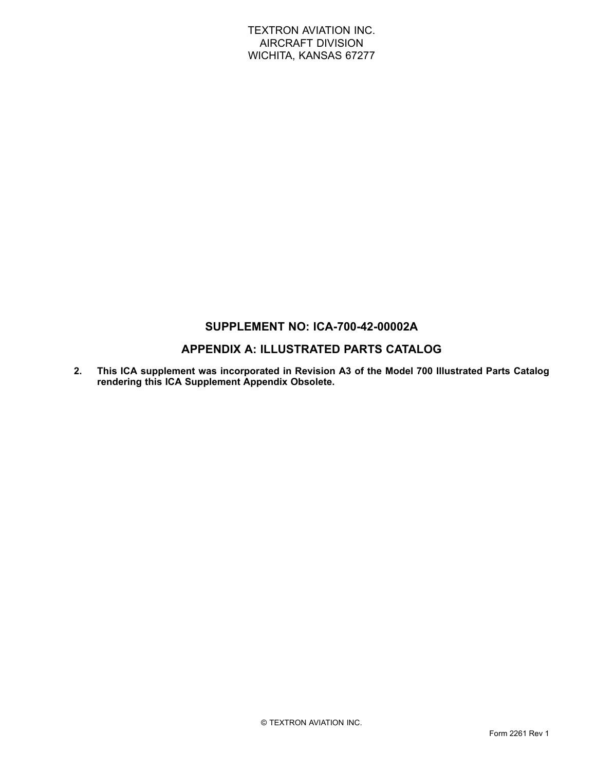TEXTRON AVIATION INC.
AIRCRAFT DIVISION
WICHITA, KANSAS 67277

## SUPPLEMENT NO: ICA-700-42-00002A

## APPENDIX A: ILLUSTRATED PARTS CATALOG

2. **This ICA supplement was incorporated in Revision A3 of the Model 700 Illustrated Parts Catalog rendering this ICA Supplement Appendix Obsolete.**

© TEXTRON AVIATION INC.

Form 2261 Rev 1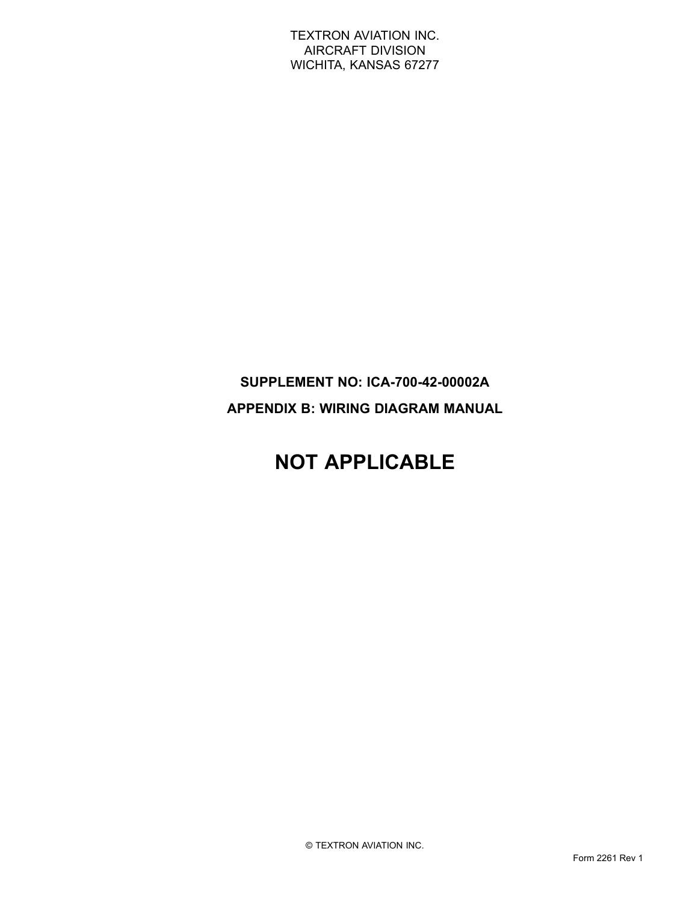TEXTRON AVIATION INC.
AIRCRAFT DIVISION
WICHITA, KANSAS 67277

**SUPPLEMENT NO: ICA-700-42-00002A**

**APPENDIX B: WIRING DIAGRAM MANUAL**

# NOT APPLICABLE

© TEXTRON AVIATION INC.

Form 2261 Rev 1